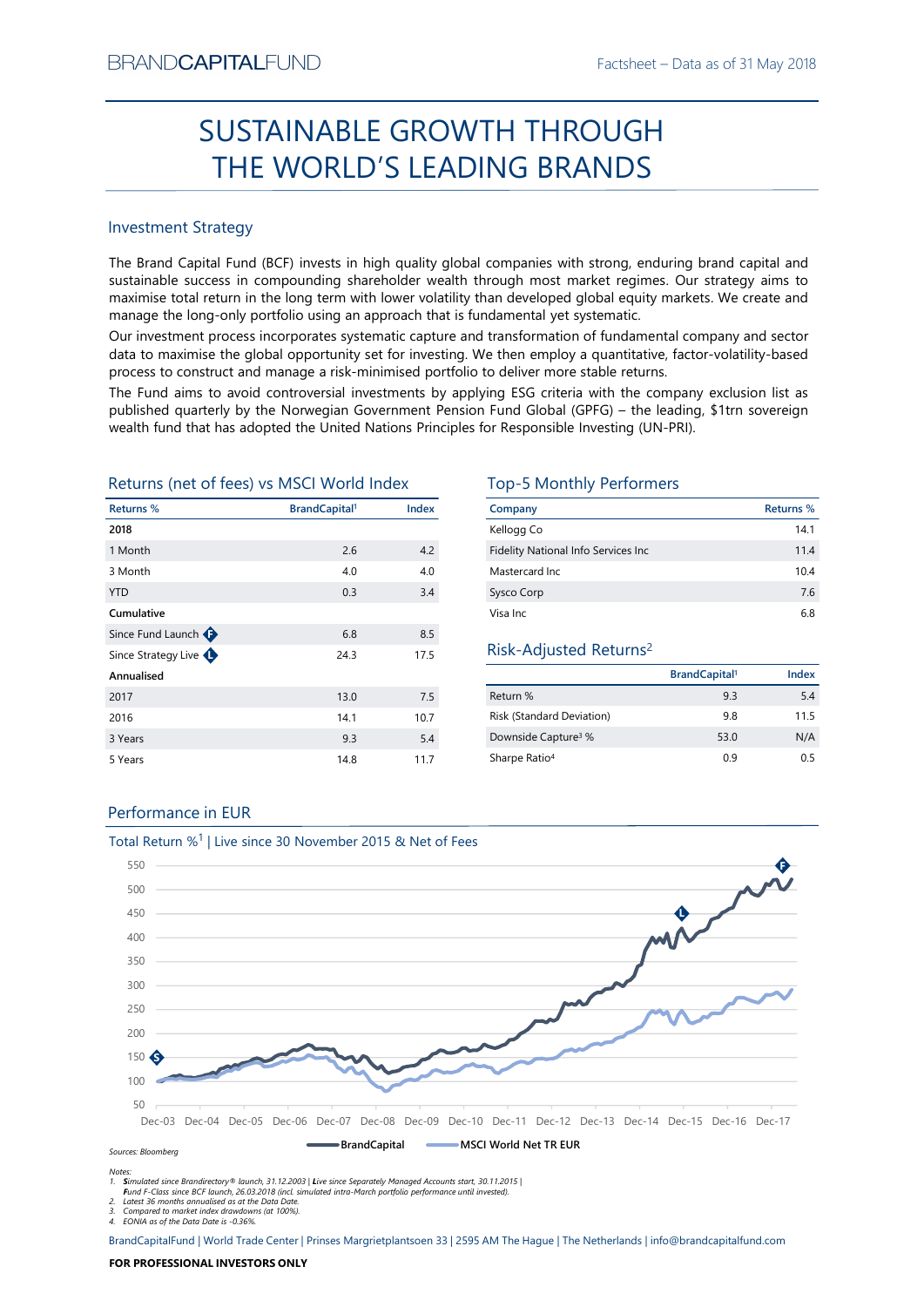BRANDCAPITALFUND

Factsheet – Data as of 31 May 2018

# SUSTAINABLE GROWTH THROUGH THE WORLD'S LEADING BRANDS

## Investment Strategy

The Brand Capital Fund (BCF) invests in high quality global companies with strong, enduring brand capital and sustainable success in compounding shareholder wealth through most market regimes. Our strategy aims to maximise total return in the long term with lower volatility than developed global equity markets. We create and manage the long-only portfolio using an approach that is fundamental yet systematic.

Our investment process incorporates systematic capture and transformation of fundamental company and sector data to maximise the global opportunity set for investing. We then employ a quantitative, factor-volatility-based process to construct and manage a risk-minimised portfolio to deliver more stable returns.

The Fund aims to avoid controversial investments by applying ESG criteria with the company exclusion list as published quarterly by the Norwegian Government Pension Fund Global (GPFG) – the leading, $1trn sovereign wealth fund that has adopted the United Nations Principles for Responsible Investing (UN-PRI).

## Returns (net of fees) vs MSCI World Index

| Returns % | BrandCapital[1] | Index |
|---|---|---|
| **2018** | | |
| 1 Month | 2.6 | 4.2 |
| 3 Month | 4.0 | 4.0 |
| YTD | 0.3 | 3.4 |
| **Cumulative** | | |
| Since Fund Launch F | 6.8 | 8.5 |
| Since Strategy Live L | 24.3 | 17.5 |
| **Annualised** | | |
| 2017 | 13.0 | 7.5 |
| 2016 | 14.1 | 10.7 |
| 3 Years | 9.3 | 5.4 |
| 5 Years | 14.8 | 11.7 |

## Top-5 Monthly Performers

| Company | Returns % |
|---|---|
| Kellogg Co | 14.1 |
| Fidelity National Info Services Inc | 11.4 |
| Mastercard Inc | 10.4 |
| Sysco Corp | 7.6 |
| Visa Inc | 6.8 |

## Risk-Adjusted Returns[2]

| | BrandCapital[1] | Index |
|---|---|---|
| Return % | 9.3 | 5.4 |
| Risk (Standard Deviation) | 9.8 | 11.5 |
| Downside Capture[3] % | 53.0 | N/A |
| Sharpe Ratio[4] | 0.9 | 0.5 |

## Performance in EUR

Total Return %[1] | Live since 30 November 2015 & Net of Fees

BrandCapital — MSCI World Net TR EUR

*Sources: Bloomberg*

*Notes:*
1. *Simulated since Brandirectory® launch, 31.12.2003 | Live since Separately Managed Accounts start, 30.11.2015 | Fund F-Class since BCF launch, 26.03.2018 (incl. simulated intra-March portfolio performance until invested).*
2. *Latest 36 months annualised as at the Data Date.*
3. *Compared to market index drawdowns (at 100%).*
4. *EONIA as of the Data Date is -0.36%.*

BrandCapitalFund | World Trade Center | Prinses Margrietplantsoen 33 | 2595 AM The Hague | The Netherlands | info@brandcapitalfund.com

**FOR PROFESSIONAL INVESTORS ONLY**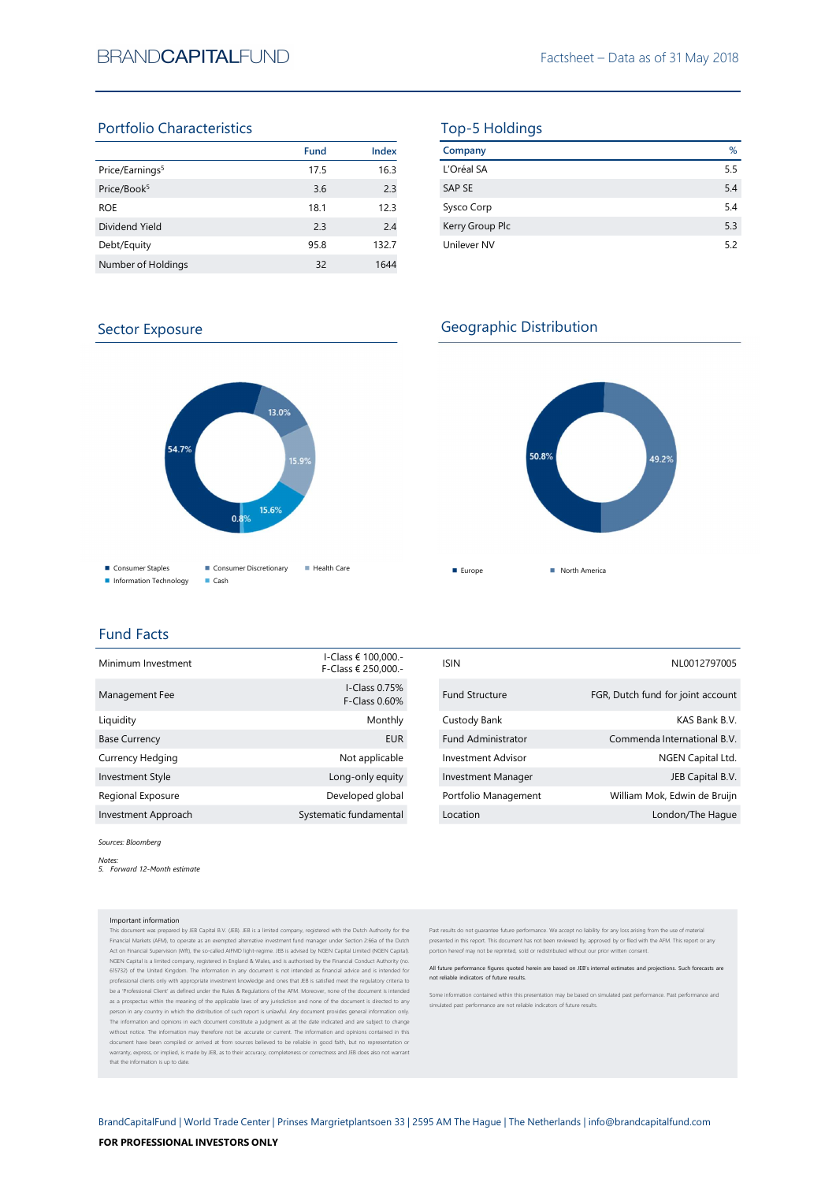BRANDCAPITALFUND

Factsheet – Data as of 31 May 2018

## Portfolio Characteristics

| | Fund | Index |
|---|---|---|
| Price/Earnings[5] | 17.5 | 16.3 |
| Price/Book[5] | 3.6 | 2.3 |
| ROE | 18.1 | 12.3 |
| Dividend Yield | 2.3 | 2.4 |
| Debt/Equity | 95.8 | 132.7 |
| Number of Holdings | 32 | 1644 |

## Top-5 Holdings

| Company | % |
|---|---|
| L'Oréal SA | 5.5 |
| SAP SE | 5.4 |
| Sysco Corp | 5.4 |
| Kerry Group Plc | 5.3 |
| Unilever NV | 5.2 |

## Sector Exposure

13.0%
15.9%
15.6%
0.8%
54.7%

Consumer Staples
Consumer Discretionary
Health Care
Information Technology
Cash

## Geographic Distribution

50.8%
49.2%

Europe
North America

## Fund Facts

| | | | |
|---|---|---|---|
| Minimum Investment | I-Class € 100,000.- F-Class € 250,000.- | ISIN | NL0012797005 |
| Management Fee | I-Class 0.75% F-Class 0.60% | Fund Structure | FGR, Dutch fund for joint account |
| Liquidity | Monthly | Custody Bank | KAS Bank B.V. |
| Base Currency | EUR | Fund Administrator | Commenda International B.V. |
| Currency Hedging | Not applicable | Investment Advisor | NGEN Capital Ltd. |
| Investment Style | Long-only equity | Investment Manager | JEB Capital B.V. |
| Regional Exposure | Developed global | Portfolio Management | William Mok, Edwin de Bruijn |
| Investment Approach | Systematic fundamental | Location | London/The Hague |

*Sources: Bloomberg*

*Notes:*
*5. Forward 12-Month estimate*

Important information

This document was prepared by JEB Capital B.V. (JEB). JEB is a limited company, registered with the Dutch Authority for the Financial Markets (AFM), to operate as an exempted alternative investment fund manager under Section 2:66a of the Dutch Act on Financial Supervision (Wft), the so-called AIFMD light-regime. JEB is advised by NGEN Capital Limited (NGEN Capital). NGEN Capital is a limited company, registered in England & Wales, and is authorised by the Financial Conduct Authority (no. 615732) of the United Kingdom. The information in any document is not intended as financial advice and is intended for professional clients only with appropriate investment knowledge and ones that JEB is satisfied meet the regulatory criteria to be a 'Professional Client' as defined under the Rules & Regulations of the AFM. Moreover, none of the document is intended as a prospectus within the meaning of the applicable laws of any jurisdiction and none of the document is directed to any person in any country in which the distribution of such report is unlawful. Any document provides general information only. The information and opinions in each document constitute a judgment as at the date indicated and are subject to change without notice. The information may therefore not be accurate or current. The information and opinions contained in this document have been compiled or arrived at from sources believed to be reliable in good faith, but no representation or warranty, express, or implied, is made by JEB, as to their accuracy, completeness or correctness and JEB does also not warrant that the information is up to date.

Past results do not guarantee future performance. We accept no liability for any loss arising from the use of material presented in this report. This document has not been reviewed by, approved by or filed with the AFM. This report or any portion hereof may not be reprinted, sold or redistributed without our prior written consent.

All future performance figures quoted herein are based on JEB's internal estimates and projections. Such forecasts are not reliable indicators of future results.

Some information contained within this presentation may be based on simulated past performance. Past performance and simulated past performance are not reliable indicators of future results.

BrandCapitalFund | World Trade Center | Prinses Margrietplantsoen 33 | 2595 AM The Hague | The Netherlands | info@brandcapitalfund.com

**FOR PROFESSIONAL INVESTORS ONLY**